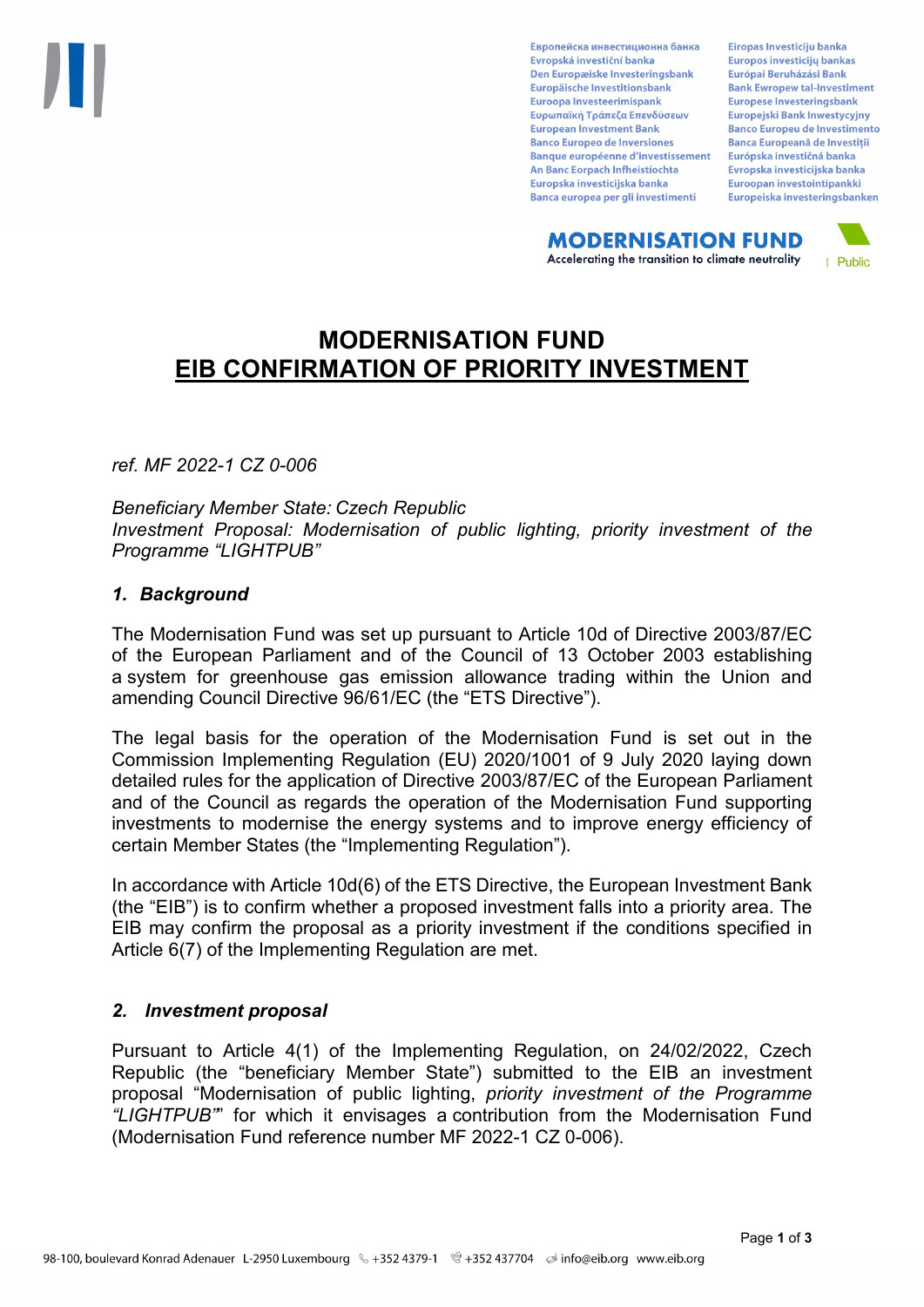# MODERNISATION FUND
## EIB CONFIRMATION OF PRIORITY INVESTMENT

*ref. MF 2022-1 CZ 0-006*

*Beneficiary Member State: Czech Republic*
*Investment Proposal: Modernisation of public lighting, priority investment of the Programme "LIGHTPUB"*

### *1. Background*

The Modernisation Fund was set up pursuant to Article 10d of Directive 2003/87/EC of the European Parliament and of the Council of 13 October 2003 establishing a system for greenhouse gas emission allowance trading within the Union and amending Council Directive 96/61/EC (the "ETS Directive").

The legal basis for the operation of the Modernisation Fund is set out in the Commission Implementing Regulation (EU) 2020/1001 of 9 July 2020 laying down detailed rules for the application of Directive 2003/87/EC of the European Parliament and of the Council as regards the operation of the Modernisation Fund supporting investments to modernise the energy systems and to improve energy efficiency of certain Member States (the "Implementing Regulation").

In accordance with Article 10d(6) of the ETS Directive, the European Investment Bank (the "EIB") is to confirm whether a proposed investment falls into a priority area. The EIB may confirm the proposal as a priority investment if the conditions specified in Article 6(7) of the Implementing Regulation are met.

### *2. Investment proposal*

Pursuant to Article 4(1) of the Implementing Regulation, on 24/02/2022, Czech Republic (the "beneficiary Member State") submitted to the EIB an investment proposal "Modernisation of public lighting, *priority investment of the Programme "LIGHTPUB"*" for which it envisages a contribution from the Modernisation Fund (Modernisation Fund reference number MF 2022-1 CZ 0-006).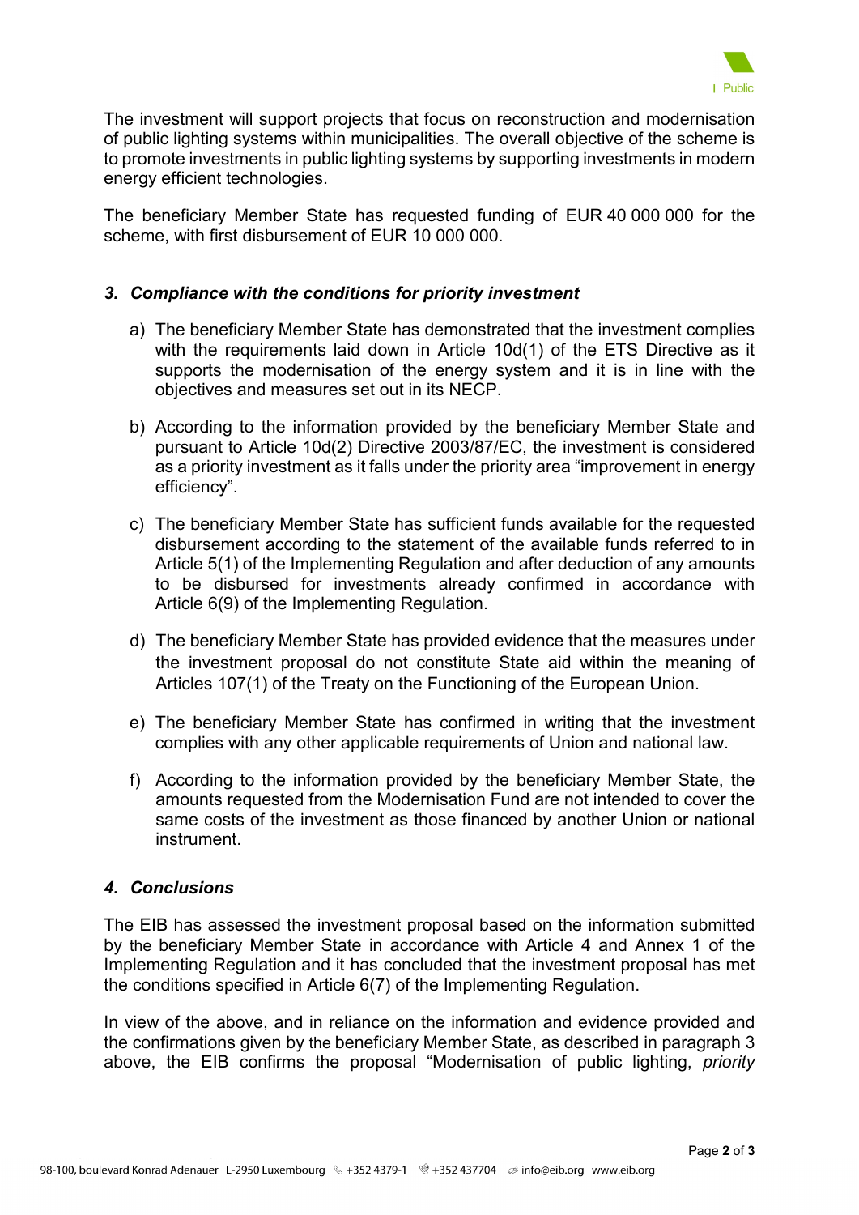The investment will support projects that focus on reconstruction and modernisation of public lighting systems within municipalities. The overall objective of the scheme is to promote investments in public lighting systems by supporting investments in modern energy efficient technologies.

The beneficiary Member State has requested funding of EUR 40 000 000 for the scheme, with first disbursement of EUR 10 000 000.

### *3. Compliance with the conditions for priority investment*

a) The beneficiary Member State has demonstrated that the investment complies with the requirements laid down in Article 10d(1) of the ETS Directive as it supports the modernisation of the energy system and it is in line with the objectives and measures set out in its NECP.

b) According to the information provided by the beneficiary Member State and pursuant to Article 10d(2) Directive 2003/87/EC, the investment is considered as a priority investment as it falls under the priority area "improvement in energy efficiency".

c) The beneficiary Member State has sufficient funds available for the requested disbursement according to the statement of the available funds referred to in Article 5(1) of the Implementing Regulation and after deduction of any amounts to be disbursed for investments already confirmed in accordance with Article 6(9) of the Implementing Regulation.

d) The beneficiary Member State has provided evidence that the measures under the investment proposal do not constitute State aid within the meaning of Articles 107(1) of the Treaty on the Functioning of the European Union.

e) The beneficiary Member State has confirmed in writing that the investment complies with any other applicable requirements of Union and national law.

f) According to the information provided by the beneficiary Member State, the amounts requested from the Modernisation Fund are not intended to cover the same costs of the investment as those financed by another Union or national instrument.

### *4. Conclusions*

The EIB has assessed the investment proposal based on the information submitted by the beneficiary Member State in accordance with Article 4 and Annex 1 of the Implementing Regulation and it has concluded that the investment proposal has met the conditions specified in Article 6(7) of the Implementing Regulation.

In view of the above, and in reliance on the information and evidence provided and the confirmations given by the beneficiary Member State, as described in paragraph 3 above, the EIB confirms the proposal "Modernisation of public lighting, *priority*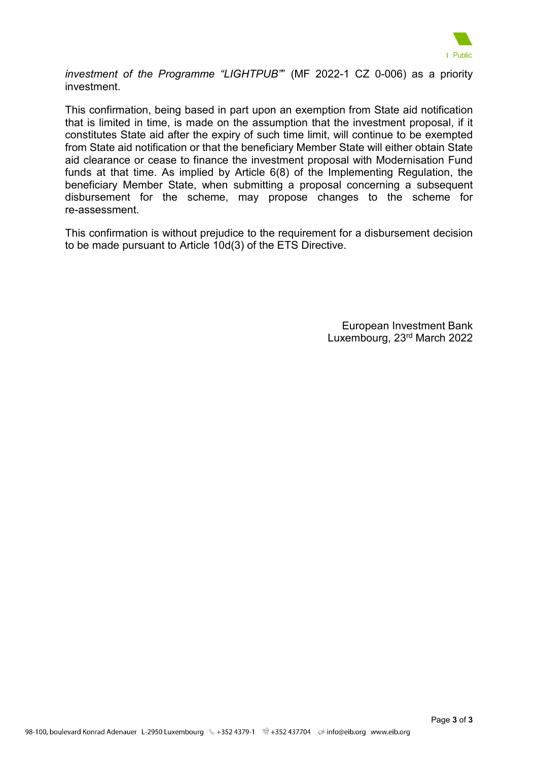*investment of the Programme "LIGHTPUB"*" (MF 2022-1 CZ 0-006) as a priority investment.

This confirmation, being based in part upon an exemption from State aid notification that is limited in time, is made on the assumption that the investment proposal, if it constitutes State aid after the expiry of such time limit, will continue to be exempted from State aid notification or that the beneficiary Member State will either obtain State aid clearance or cease to finance the investment proposal with Modernisation Fund funds at that time. As implied by Article 6(8) of the Implementing Regulation, the beneficiary Member State, when submitting a proposal concerning a subsequent disbursement for the scheme, may propose changes to the scheme for re-assessment.

This confirmation is without prejudice to the requirement for a disbursement decision to be made pursuant to Article 10d(3) of the ETS Directive.

European Investment Bank
Luxembourg, 23rd March 2022